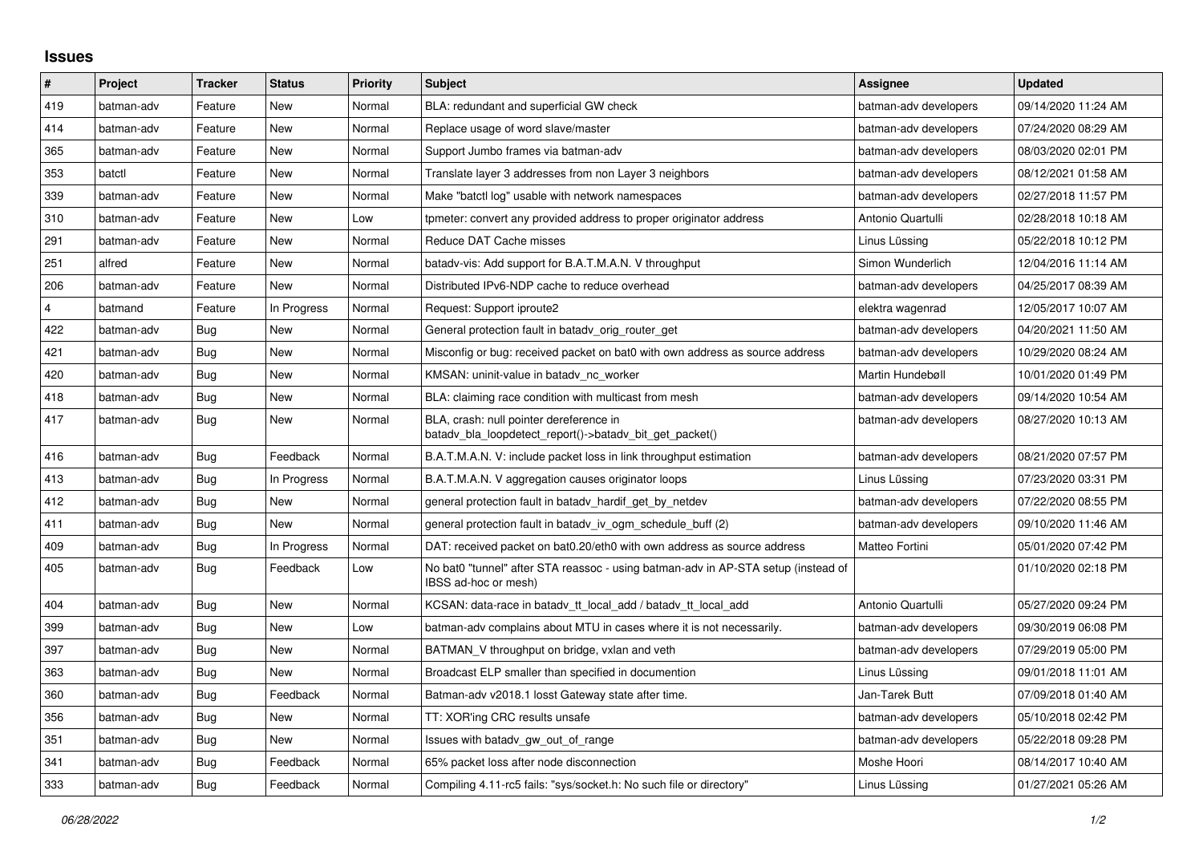# Issues

| # | Project | Tracker | Status | Priority | Subject | Assignee | Updated |
|---|---|---|---|---|---|---|---|
| 419 | batman-adv | Feature | New | Normal | BLA: redundant and superficial GW check | batman-adv developers | 09/14/2020 11:24 AM |
| 414 | batman-adv | Feature | New | Normal | Replace usage of word slave/master | batman-adv developers | 07/24/2020 08:29 AM |
| 365 | batman-adv | Feature | New | Normal | Support Jumbo frames via batman-adv | batman-adv developers | 08/03/2020 02:01 PM |
| 353 | batctl | Feature | New | Normal | Translate layer 3 addresses from non Layer 3 neighbors | batman-adv developers | 08/12/2021 01:58 AM |
| 339 | batman-adv | Feature | New | Normal | Make "batctl log" usable with network namespaces | batman-adv developers | 02/27/2018 11:57 PM |
| 310 | batman-adv | Feature | New | Low | tpmeter: convert any provided address to proper originator address | Antonio Quartulli | 02/28/2018 10:18 AM |
| 291 | batman-adv | Feature | New | Normal | Reduce DAT Cache misses | Linus Lüssing | 05/22/2018 10:12 PM |
| 251 | alfred | Feature | New | Normal | batadv-vis: Add support for B.A.T.M.A.N. V throughput | Simon Wunderlich | 12/04/2016 11:14 AM |
| 206 | batman-adv | Feature | New | Normal | Distributed IPv6-NDP cache to reduce overhead | batman-adv developers | 04/25/2017 08:39 AM |
| 4 | batmand | Feature | In Progress | Normal | Request: Support iproute2 | elektra wagenrad | 12/05/2017 10:07 AM |
| 422 | batman-adv | Bug | New | Normal | General protection fault in batadv_orig_router_get | batman-adv developers | 04/20/2021 11:50 AM |
| 421 | batman-adv | Bug | New | Normal | Misconfig or bug: received packet on bat0 with own address as source address | batman-adv developers | 10/29/2020 08:24 AM |
| 420 | batman-adv | Bug | New | Normal | KMSAN: uninit-value in batadv_nc_worker | Martin Hundebøll | 10/01/2020 01:49 PM |
| 418 | batman-adv | Bug | New | Normal | BLA: claiming race condition with multicast from mesh | batman-adv developers | 09/14/2020 10:54 AM |
| 417 | batman-adv | Bug | New | Normal | BLA, crash: null pointer dereference in batadv_bla_loopdetect_report()->batadv_bit_get_packet() | batman-adv developers | 08/27/2020 10:13 AM |
| 416 | batman-adv | Bug | Feedback | Normal | B.A.T.M.A.N. V: include packet loss in link throughput estimation | batman-adv developers | 08/21/2020 07:57 PM |
| 413 | batman-adv | Bug | In Progress | Normal | B.A.T.M.A.N. V aggregation causes originator loops | Linus Lüssing | 07/23/2020 03:31 PM |
| 412 | batman-adv | Bug | New | Normal | general protection fault in batadv_hardif_get_by_netdev | batman-adv developers | 07/22/2020 08:55 PM |
| 411 | batman-adv | Bug | New | Normal | general protection fault in batadv_iv_ogm_schedule_buff (2) | batman-adv developers | 09/10/2020 11:46 AM |
| 409 | batman-adv | Bug | In Progress | Normal | DAT: received packet on bat0.20/eth0 with own address as source address | Matteo Fortini | 05/01/2020 07:42 PM |
| 405 | batman-adv | Bug | Feedback | Low | No bat0 "tunnel" after STA reassoc - using batman-adv in AP-STA setup (instead of IBSS ad-hoc or mesh) | | 01/10/2020 02:18 PM |
| 404 | batman-adv | Bug | New | Normal | KCSAN: data-race in batadv_tt_local_add / batadv_tt_local_add | Antonio Quartulli | 05/27/2020 09:24 PM |
| 399 | batman-adv | Bug | New | Low | batman-adv complains about MTU in cases where it is not necessarily. | batman-adv developers | 09/30/2019 06:08 PM |
| 397 | batman-adv | Bug | New | Normal | BATMAN_V throughput on bridge, vxlan and veth | batman-adv developers | 07/29/2019 05:00 PM |
| 363 | batman-adv | Bug | New | Normal | Broadcast ELP smaller than specified in documention | Linus Lüssing | 09/01/2018 11:01 AM |
| 360 | batman-adv | Bug | Feedback | Normal | Batman-adv v2018.1 losst Gateway state after time. | Jan-Tarek Butt | 07/09/2018 01:40 AM |
| 356 | batman-adv | Bug | New | Normal | TT: XOR'ing CRC results unsafe | batman-adv developers | 05/10/2018 02:42 PM |
| 351 | batman-adv | Bug | New | Normal | Issues with batadv_gw_out_of_range | batman-adv developers | 05/22/2018 09:28 PM |
| 341 | batman-adv | Bug | Feedback | Normal | 65% packet loss after node disconnection | Moshe Hoori | 08/14/2017 10:40 AM |
| 333 | batman-adv | Bug | Feedback | Normal | Compiling 4.11-rc5 fails: "sys/socket.h: No such file or directory" | Linus Lüssing | 01/27/2021 05:26 AM |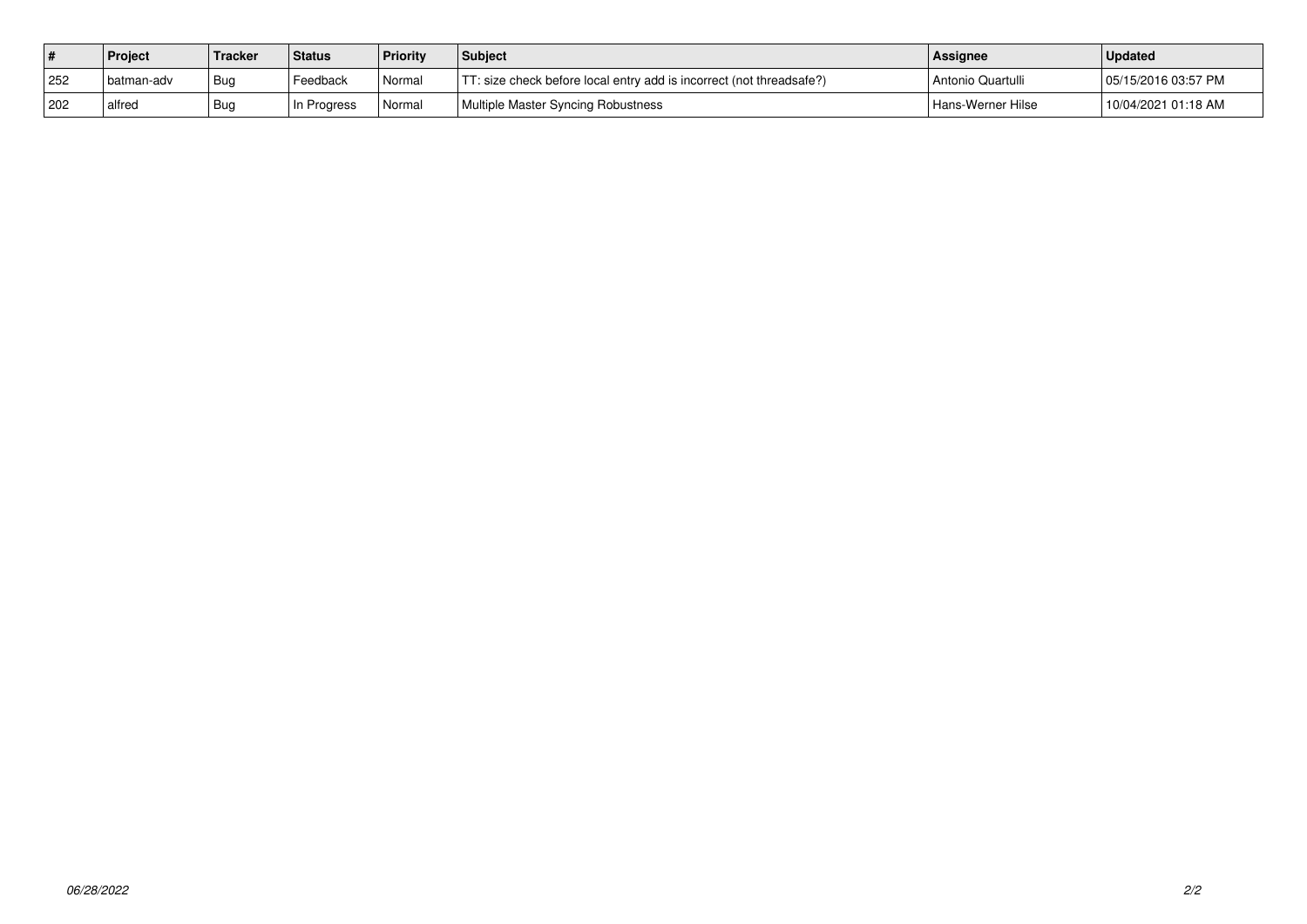| # | Project | Tracker | Status | Priority | Subject | Assignee | Updated |
|---|---|---|---|---|---|---|---|
| 252 | batman-adv | Bug | Feedback | Normal | TT: size check before local entry add is incorrect (not threadsafe?) | Antonio Quartulli | 05/15/2016 03:57 PM |
| 202 | alfred | Bug | In Progress | Normal | Multiple Master Syncing Robustness | Hans-Werner Hilse | 10/04/2021 01:18 AM |